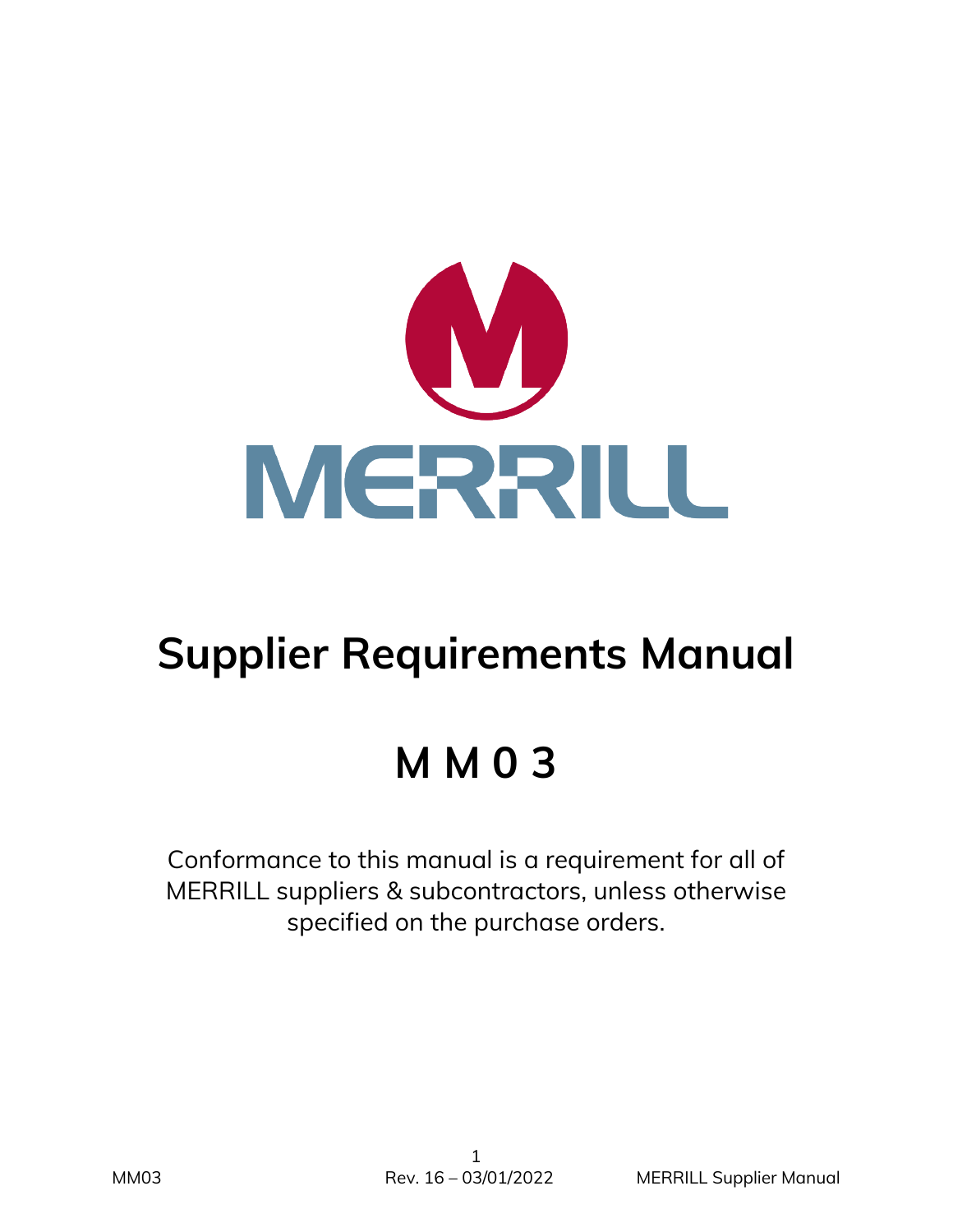MERRILL

# Supplier Requirements Manual

# M M 0 3

Conformance to this manual is a requirement for all of MERRILL suppliers & subcontractors, unless otherwise specified on the purchase orders.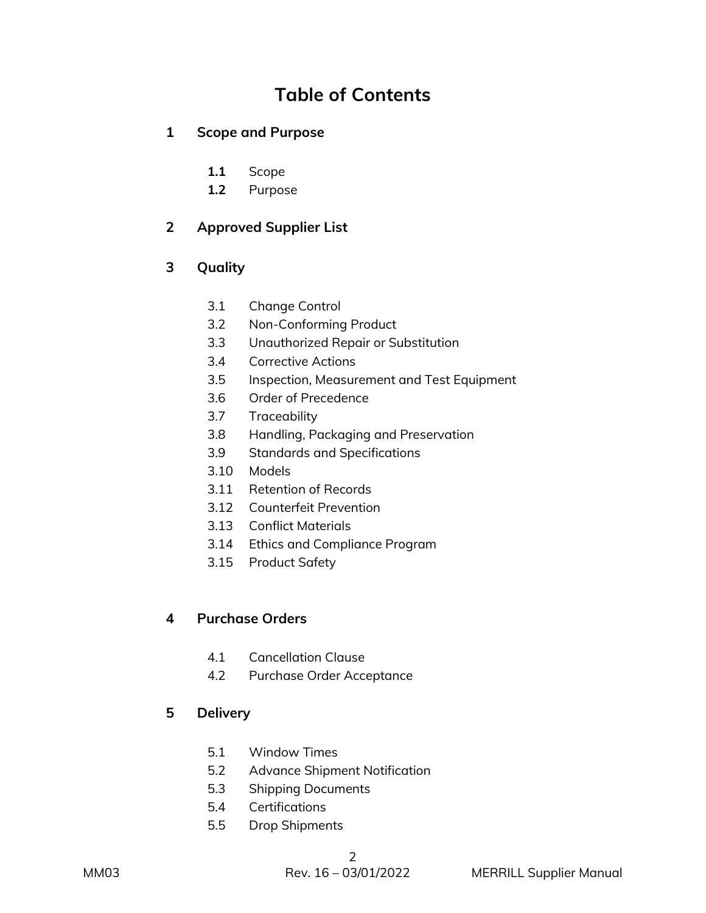# Table of Contents

**1 Scope and Purpose**

- **1.1** Scope
- **1.2** Purpose

**2 Approved Supplier List**

**3 Quality**

- 3.1 Change Control
- 3.2 Non-Conforming Product
- 3.3 Unauthorized Repair or Substitution
- 3.4 Corrective Actions
- 3.5 Inspection, Measurement and Test Equipment
- 3.6 Order of Precedence
- 3.7 Traceability
- 3.8 Handling, Packaging and Preservation
- 3.9 Standards and Specifications
- 3.10 Models
- 3.11 Retention of Records
- 3.12 Counterfeit Prevention
- 3.13 Conflict Materials
- 3.14 Ethics and Compliance Program
- 3.15 Product Safety

**4 Purchase Orders**

- 4.1 Cancellation Clause
- 4.2 Purchase Order Acceptance

**5 Delivery**

- 5.1 Window Times
- 5.2 Advance Shipment Notification
- 5.3 Shipping Documents
- 5.4 Certifications
- 5.5 Drop Shipments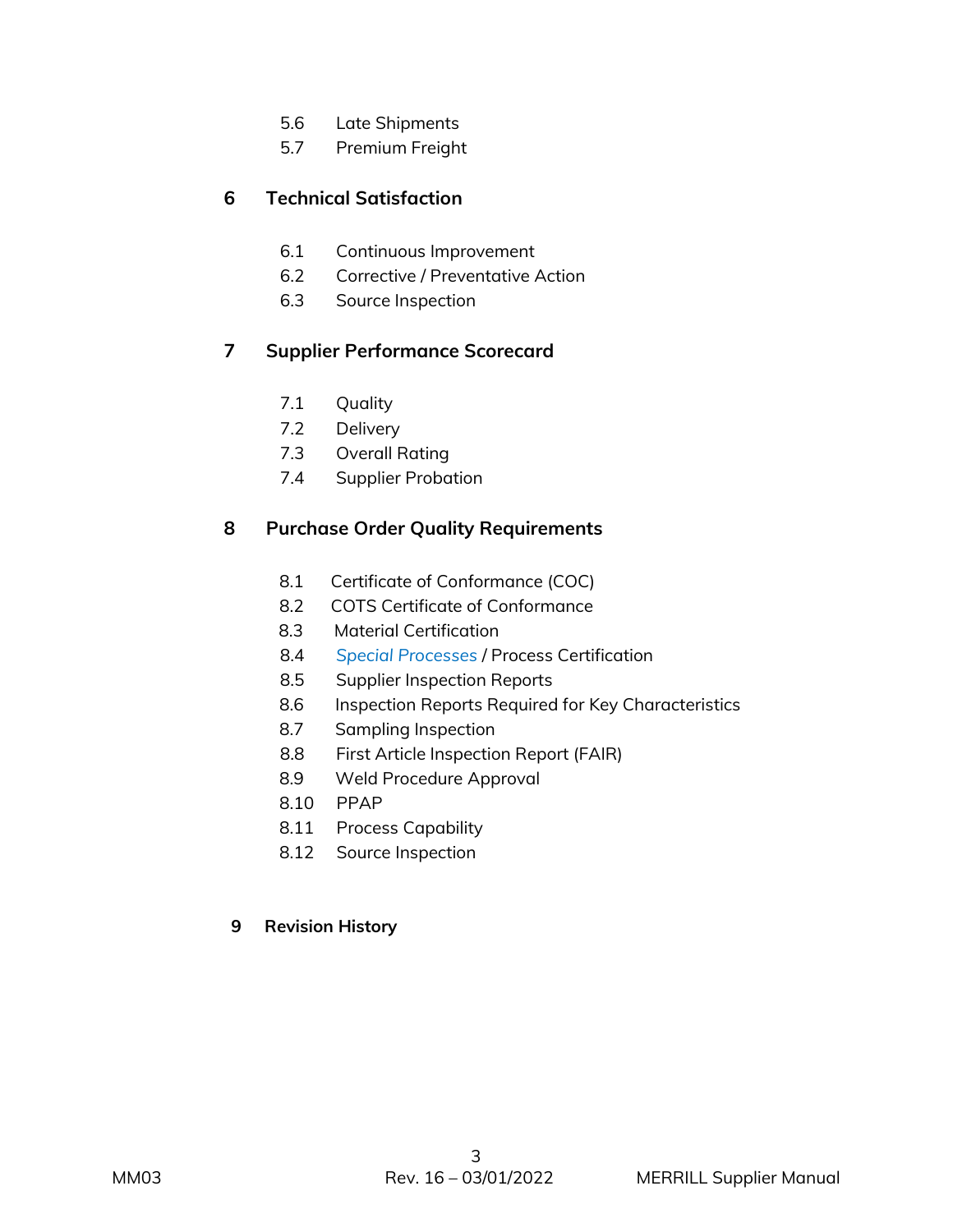5.6 Late Shipments
5.7 Premium Freight

**6 Technical Satisfaction**

6.1 Continuous Improvement
6.2 Corrective / Preventative Action
6.3 Source Inspection

**7 Supplier Performance Scorecard**

7.1 Quality
7.2 Delivery
7.3 Overall Rating
7.4 Supplier Probation

**8 Purchase Order Quality Requirements**

8.1 Certificate of Conformance (COC)
8.2 COTS Certificate of Conformance
8.3 Material Certification
8.4 *Special Processes* / Process Certification
8.5 Supplier Inspection Reports
8.6 Inspection Reports Required for Key Characteristics
8.7 Sampling Inspection
8.8 First Article Inspection Report (FAIR)
8.9 Weld Procedure Approval
8.10 PPAP
8.11 Process Capability
8.12 Source Inspection

**9 Revision History**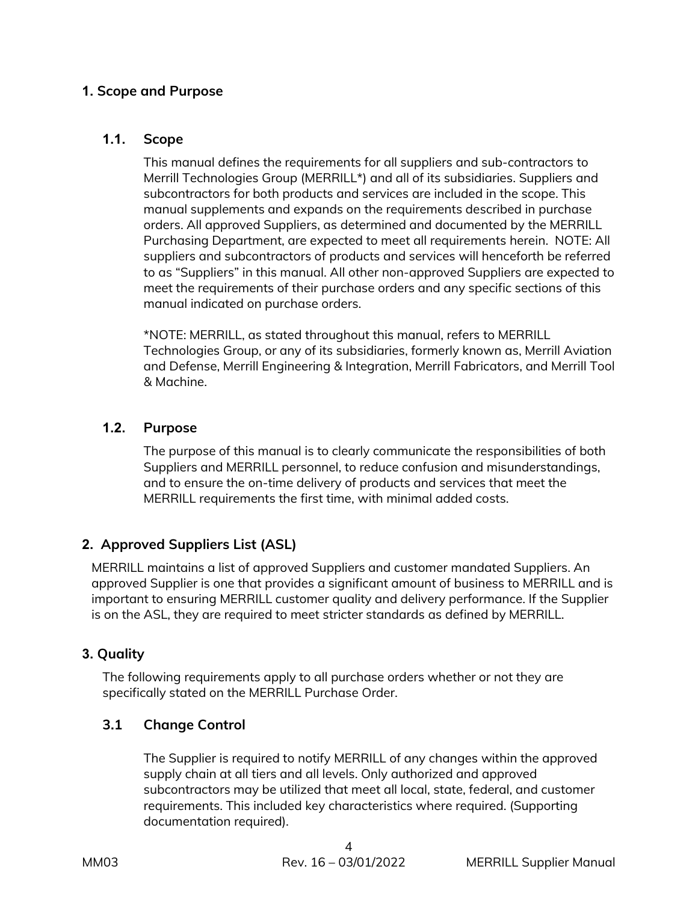## 1. Scope and Purpose

### 1.1. Scope

This manual defines the requirements for all suppliers and sub-contractors to Merrill Technologies Group (MERRILL*) and all of its subsidiaries. Suppliers and subcontractors for both products and services are included in the scope. This manual supplements and expands on the requirements described in purchase orders. All approved Suppliers, as determined and documented by the MERRILL Purchasing Department, are expected to meet all requirements herein. NOTE: All suppliers and subcontractors of products and services will henceforth be referred to as “Suppliers” in this manual. All other non-approved Suppliers are expected to meet the requirements of their purchase orders and any specific sections of this manual indicated on purchase orders.

*NOTE: MERRILL, as stated throughout this manual, refers to MERRILL Technologies Group, or any of its subsidiaries, formerly known as, Merrill Aviation and Defense, Merrill Engineering & Integration, Merrill Fabricators, and Merrill Tool & Machine.

### 1.2. Purpose

The purpose of this manual is to clearly communicate the responsibilities of both Suppliers and MERRILL personnel, to reduce confusion and misunderstandings, and to ensure the on-time delivery of products and services that meet the MERRILL requirements the first time, with minimal added costs.

## 2. Approved Suppliers List (ASL)

MERRILL maintains a list of approved Suppliers and customer mandated Suppliers. An approved Supplier is one that provides a significant amount of business to MERRILL and is important to ensuring MERRILL customer quality and delivery performance. If the Supplier is on the ASL, they are required to meet stricter standards as defined by MERRILL.

## 3. Quality

The following requirements apply to all purchase orders whether or not they are specifically stated on the MERRILL Purchase Order.

### 3.1 Change Control

The Supplier is required to notify MERRILL of any changes within the approved supply chain at all tiers and all levels. Only authorized and approved subcontractors may be utilized that meet all local, state, federal, and customer requirements. This included key characteristics where required. (Supporting documentation required).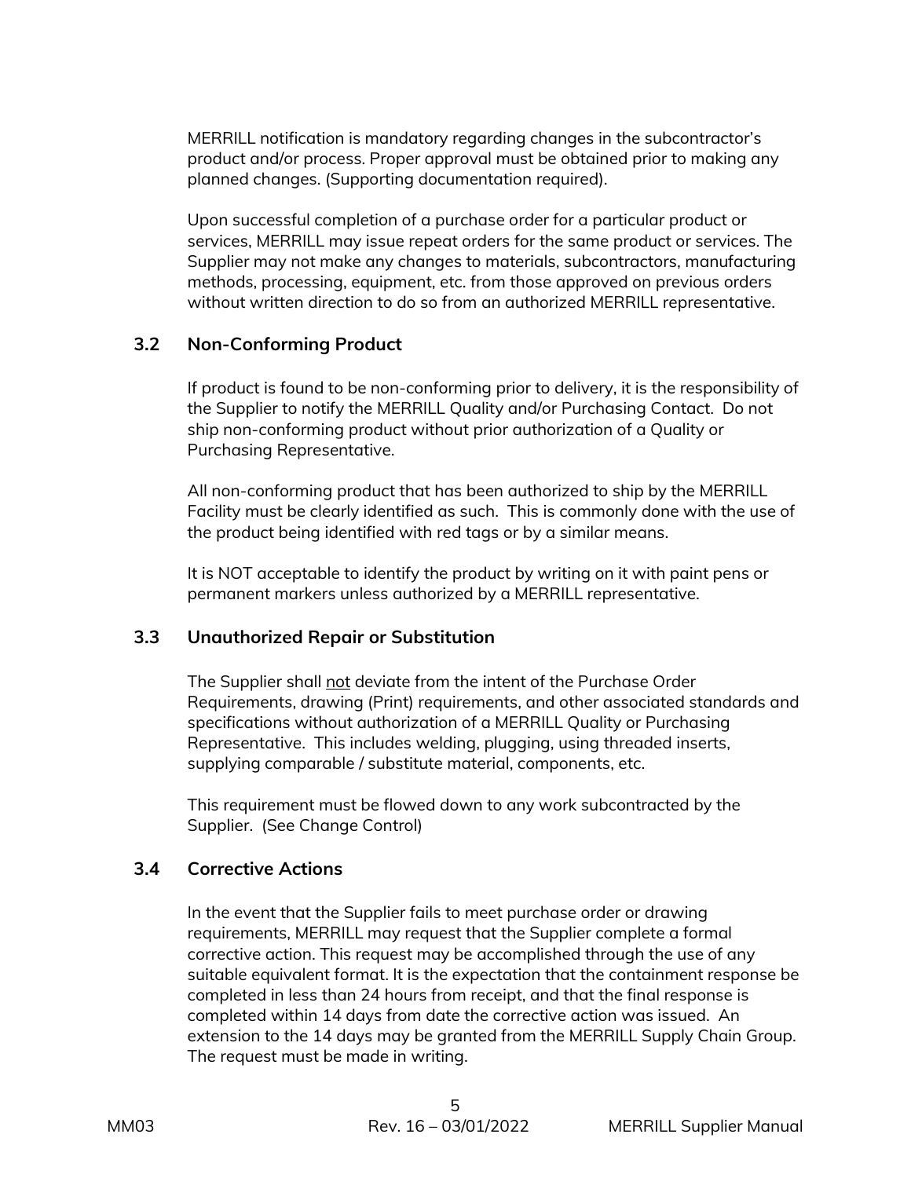MERRILL notification is mandatory regarding changes in the subcontractor's product and/or process. Proper approval must be obtained prior to making any planned changes. (Supporting documentation required).

Upon successful completion of a purchase order for a particular product or services, MERRILL may issue repeat orders for the same product or services. The Supplier may not make any changes to materials, subcontractors, manufacturing methods, processing, equipment, etc. from those approved on previous orders without written direction to do so from an authorized MERRILL representative.

### 3.2 Non-Conforming Product

If product is found to be non-conforming prior to delivery, it is the responsibility of the Supplier to notify the MERRILL Quality and/or Purchasing Contact. Do not ship non-conforming product without prior authorization of a Quality or Purchasing Representative.

All non-conforming product that has been authorized to ship by the MERRILL Facility must be clearly identified as such. This is commonly done with the use of the product being identified with red tags or by a similar means.

It is NOT acceptable to identify the product by writing on it with paint pens or permanent markers unless authorized by a MERRILL representative.

### 3.3 Unauthorized Repair or Substitution

The Supplier shall <u>not</u> deviate from the intent of the Purchase Order Requirements, drawing (Print) requirements, and other associated standards and specifications without authorization of a MERRILL Quality or Purchasing Representative. This includes welding, plugging, using threaded inserts, supplying comparable / substitute material, components, etc.

This requirement must be flowed down to any work subcontracted by the Supplier. (See Change Control)

### 3.4 Corrective Actions

In the event that the Supplier fails to meet purchase order or drawing requirements, MERRILL may request that the Supplier complete a formal corrective action. This request may be accomplished through the use of any suitable equivalent format. It is the expectation that the containment response be completed in less than 24 hours from receipt, and that the final response is completed within 14 days from date the corrective action was issued. An extension to the 14 days may be granted from the MERRILL Supply Chain Group. The request must be made in writing.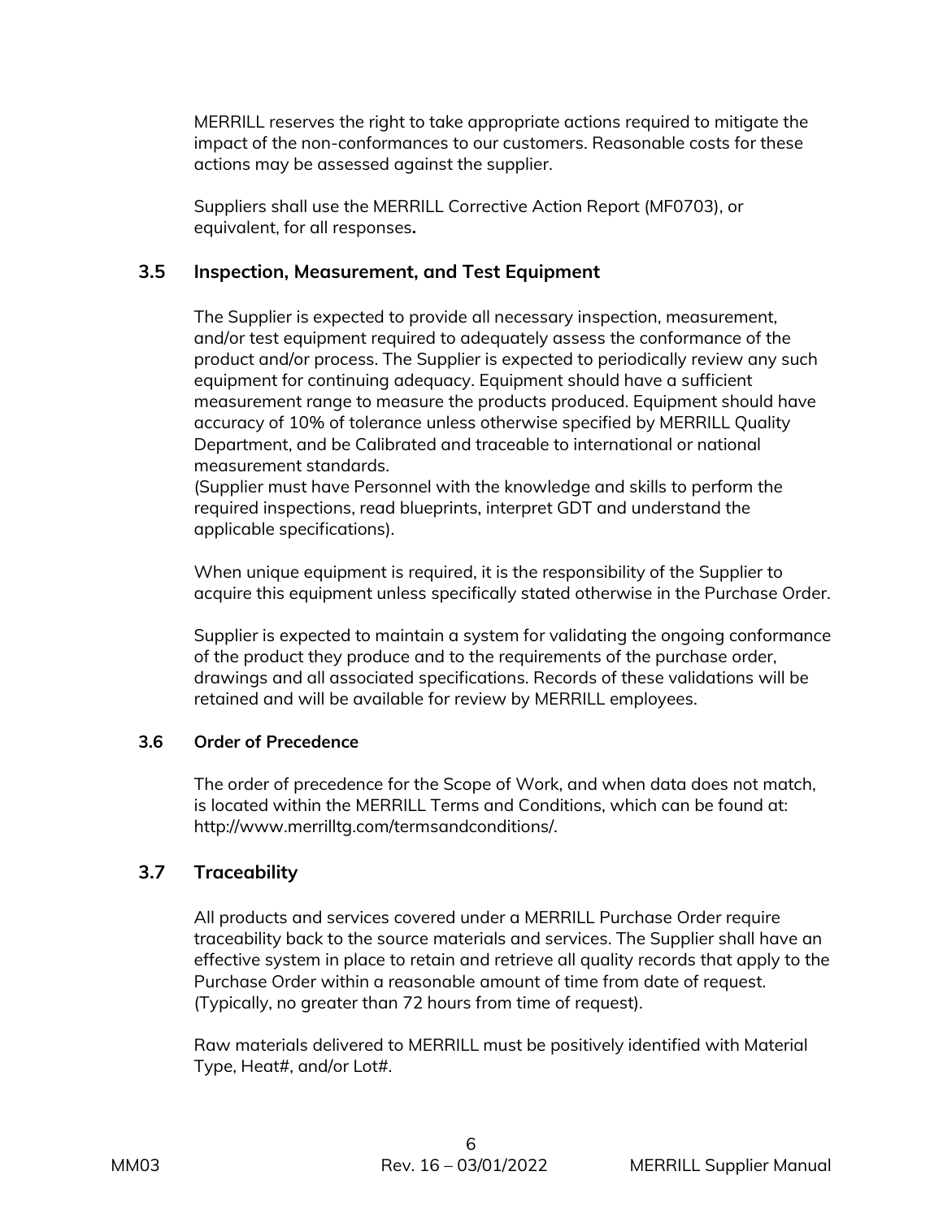MERRILL reserves the right to take appropriate actions required to mitigate the impact of the non-conformances to our customers. Reasonable costs for these actions may be assessed against the supplier.

Suppliers shall use the MERRILL Corrective Action Report (MF0703), or equivalent, for all responses**.**

## 3.5 Inspection, Measurement, and Test Equipment

The Supplier is expected to provide all necessary inspection, measurement, and/or test equipment required to adequately assess the conformance of the product and/or process. The Supplier is expected to periodically review any such equipment for continuing adequacy. Equipment should have a sufficient measurement range to measure the products produced. Equipment should have accuracy of 10% of tolerance unless otherwise specified by MERRILL Quality Department, and be Calibrated and traceable to international or national measurement standards.
(Supplier must have Personnel with the knowledge and skills to perform the required inspections, read blueprints, interpret GDT and understand the applicable specifications).

When unique equipment is required, it is the responsibility of the Supplier to acquire this equipment unless specifically stated otherwise in the Purchase Order.

Supplier is expected to maintain a system for validating the ongoing conformance of the product they produce and to the requirements of the purchase order, drawings and all associated specifications. Records of these validations will be retained and will be available for review by MERRILL employees.

### 3.6 Order of Precedence

The order of precedence for the Scope of Work, and when data does not match, is located within the MERRILL Terms and Conditions, which can be found at: http://www.merrilltg.com/termsandconditions/.

## 3.7 Traceability

All products and services covered under a MERRILL Purchase Order require traceability back to the source materials and services. The Supplier shall have an effective system in place to retain and retrieve all quality records that apply to the Purchase Order within a reasonable amount of time from date of request. (Typically, no greater than 72 hours from time of request).

Raw materials delivered to MERRILL must be positively identified with Material Type, Heat#, and/or Lot#.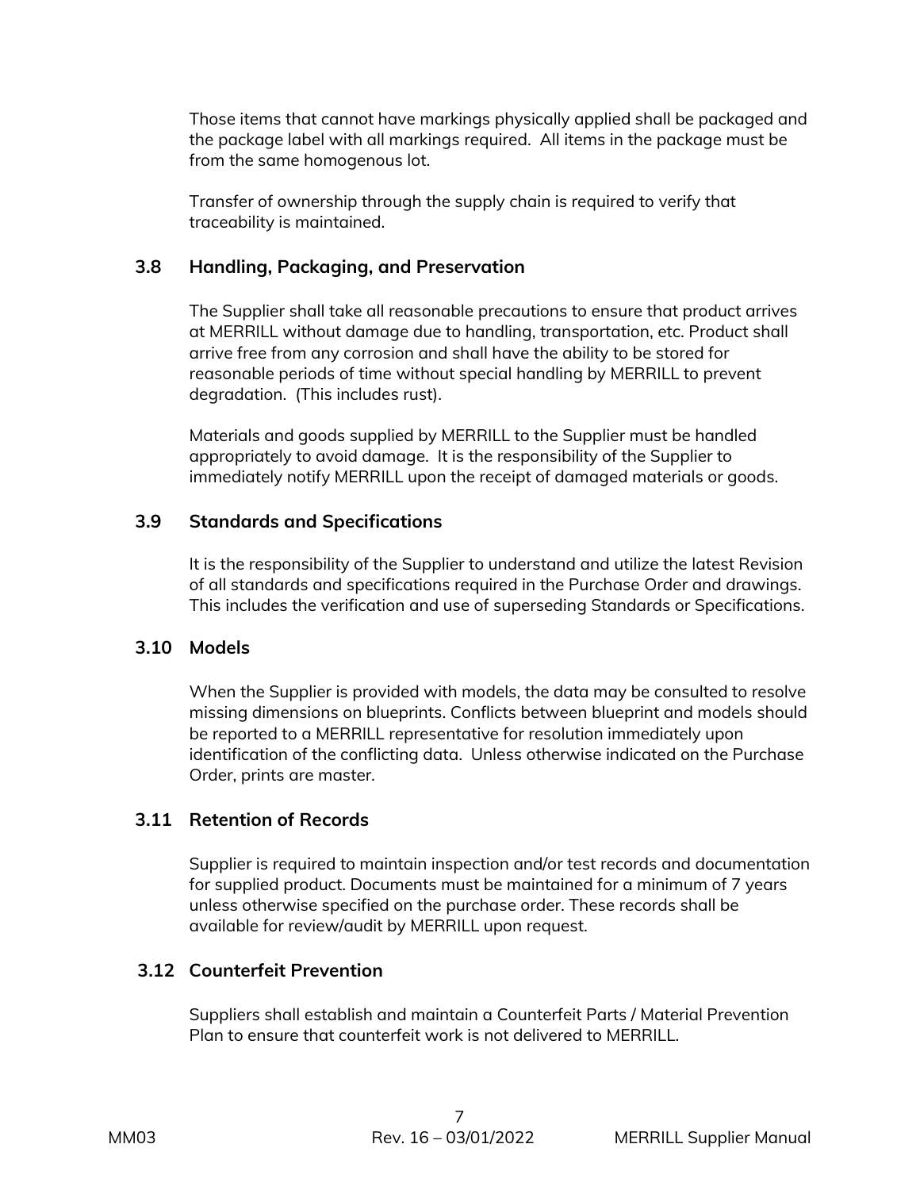Those items that cannot have markings physically applied shall be packaged and the package label with all markings required. All items in the package must be from the same homogenous lot.

Transfer of ownership through the supply chain is required to verify that traceability is maintained.

## 3.8 Handling, Packaging, and Preservation

The Supplier shall take all reasonable precautions to ensure that product arrives at MERRILL without damage due to handling, transportation, etc. Product shall arrive free from any corrosion and shall have the ability to be stored for reasonable periods of time without special handling by MERRILL to prevent degradation. (This includes rust).

Materials and goods supplied by MERRILL to the Supplier must be handled appropriately to avoid damage. It is the responsibility of the Supplier to immediately notify MERRILL upon the receipt of damaged materials or goods.

## 3.9 Standards and Specifications

It is the responsibility of the Supplier to understand and utilize the latest Revision of all standards and specifications required in the Purchase Order and drawings. This includes the verification and use of superseding Standards or Specifications.

## 3.10 Models

When the Supplier is provided with models, the data may be consulted to resolve missing dimensions on blueprints. Conflicts between blueprint and models should be reported to a MERRILL representative for resolution immediately upon identification of the conflicting data. Unless otherwise indicated on the Purchase Order, prints are master.

## 3.11 Retention of Records

Supplier is required to maintain inspection and/or test records and documentation for supplied product. Documents must be maintained for a minimum of 7 years unless otherwise specified on the purchase order. These records shall be available for review/audit by MERRILL upon request.

## 3.12 Counterfeit Prevention

Suppliers shall establish and maintain a Counterfeit Parts / Material Prevention Plan to ensure that counterfeit work is not delivered to MERRILL.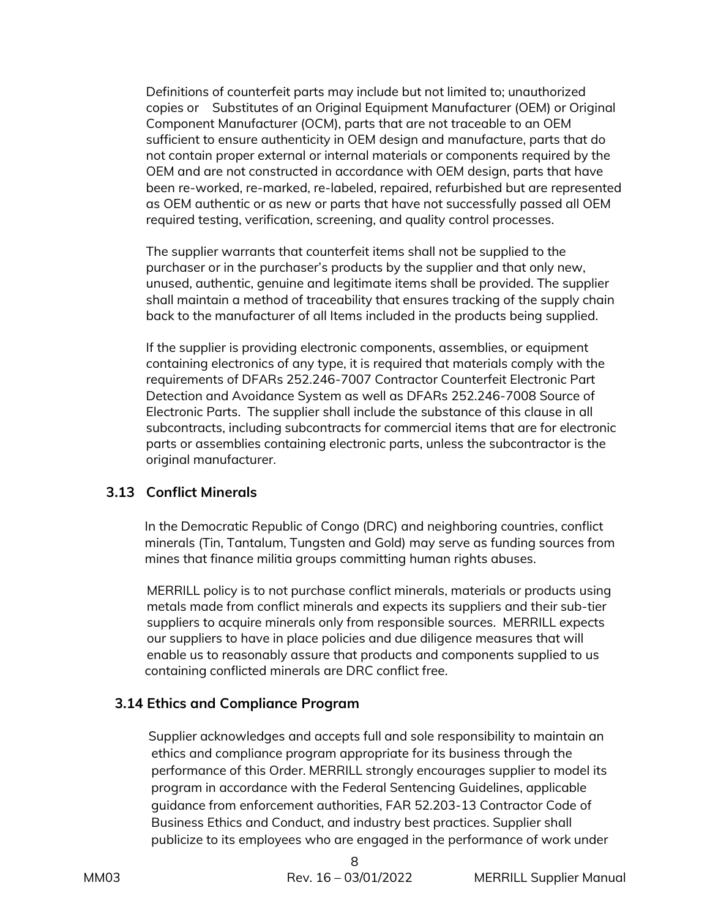Definitions of counterfeit parts may include but not limited to; unauthorized copies or Substitutes of an Original Equipment Manufacturer (OEM) or Original Component Manufacturer (OCM), parts that are not traceable to an OEM sufficient to ensure authenticity in OEM design and manufacture, parts that do not contain proper external or internal materials or components required by the OEM and are not constructed in accordance with OEM design, parts that have been re-worked, re-marked, re-labeled, repaired, refurbished but are represented as OEM authentic or as new or parts that have not successfully passed all OEM required testing, verification, screening, and quality control processes.

The supplier warrants that counterfeit items shall not be supplied to the purchaser or in the purchaser's products by the supplier and that only new, unused, authentic, genuine and legitimate items shall be provided. The supplier shall maintain a method of traceability that ensures tracking of the supply chain back to the manufacturer of all Items included in the products being supplied.

If the supplier is providing electronic components, assemblies, or equipment containing electronics of any type, it is required that materials comply with the requirements of DFARs 252.246-7007 Contractor Counterfeit Electronic Part Detection and Avoidance System as well as DFARs 252.246-7008 Source of Electronic Parts. The supplier shall include the substance of this clause in all subcontracts, including subcontracts for commercial items that are for electronic parts or assemblies containing electronic parts, unless the subcontractor is the original manufacturer.

## 3.13 Conflict Minerals

In the Democratic Republic of Congo (DRC) and neighboring countries, conflict minerals (Tin, Tantalum, Tungsten and Gold) may serve as funding sources from mines that finance militia groups committing human rights abuses.

MERRILL policy is to not purchase conflict minerals, materials or products using metals made from conflict minerals and expects its suppliers and their sub-tier suppliers to acquire minerals only from responsible sources. MERRILL expects our suppliers to have in place policies and due diligence measures that will enable us to reasonably assure that products and components supplied to us containing conflicted minerals are DRC conflict free.

## 3.14 Ethics and Compliance Program

Supplier acknowledges and accepts full and sole responsibility to maintain an ethics and compliance program appropriate for its business through the performance of this Order. MERRILL strongly encourages supplier to model its program in accordance with the Federal Sentencing Guidelines, applicable guidance from enforcement authorities, FAR 52.203-13 Contractor Code of Business Ethics and Conduct, and industry best practices. Supplier shall publicize to its employees who are engaged in the performance of work under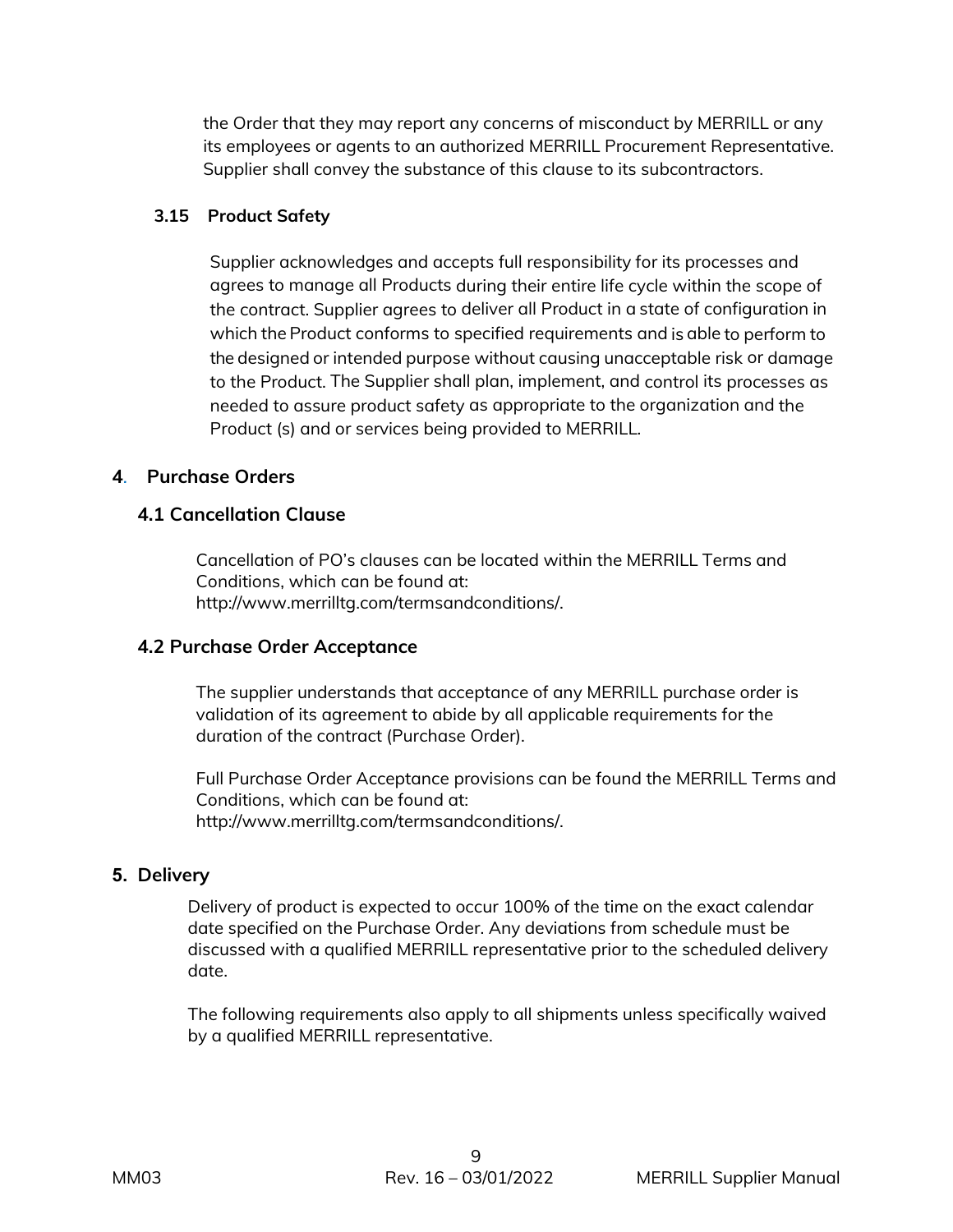the Order that they may report any concerns of misconduct by MERRILL or any its employees or agents to an authorized MERRILL Procurement Representative. Supplier shall convey the substance of this clause to its subcontractors.

### 3.15 Product Safety

Supplier acknowledges and accepts full responsibility for its processes and agrees to manage all Products during their entire life cycle within the scope of the contract. Supplier agrees to deliver all Product in a state of configuration in which the Product conforms to specified requirements and is able to perform to the designed or intended purpose without causing unacceptable risk or damage to the Product. The Supplier shall plan, implement, and control its processes as needed to assure product safety as appropriate to the organization and the Product (s) and or services being provided to MERRILL.

## 4. Purchase Orders

### 4.1 Cancellation Clause

Cancellation of PO's clauses can be located within the MERRILL Terms and Conditions, which can be found at: http://www.merrilltg.com/termsandconditions/.

### 4.2 Purchase Order Acceptance

The supplier understands that acceptance of any MERRILL purchase order is validation of its agreement to abide by all applicable requirements for the duration of the contract (Purchase Order).

Full Purchase Order Acceptance provisions can be found the MERRILL Terms and Conditions, which can be found at: http://www.merrilltg.com/termsandconditions/.

## 5. Delivery

Delivery of product is expected to occur 100% of the time on the exact calendar date specified on the Purchase Order. Any deviations from schedule must be discussed with a qualified MERRILL representative prior to the scheduled delivery date.

The following requirements also apply to all shipments unless specifically waived by a qualified MERRILL representative.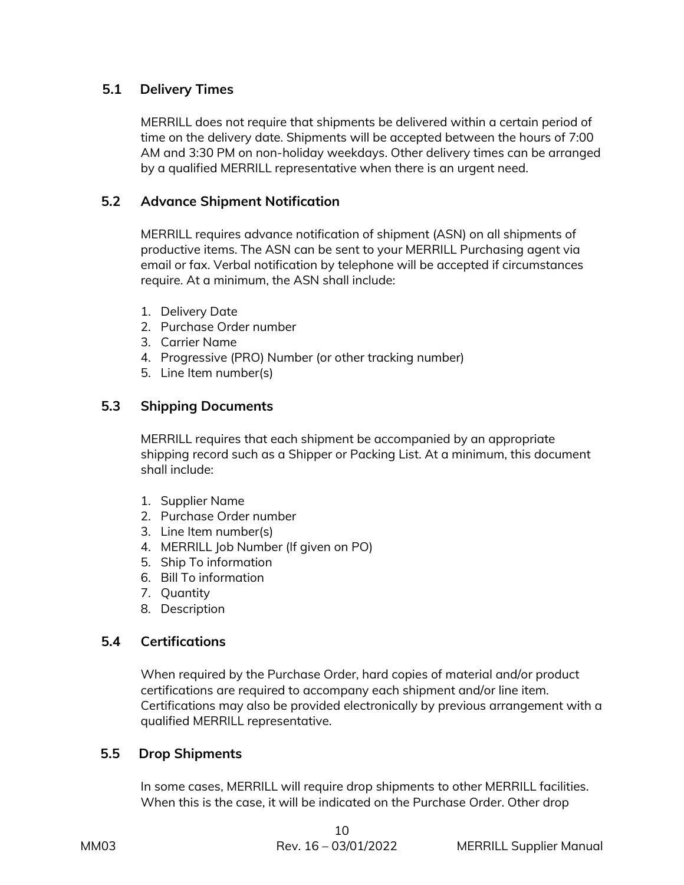### 5.1 Delivery Times

MERRILL does not require that shipments be delivered within a certain period of time on the delivery date. Shipments will be accepted between the hours of 7:00 AM and 3:30 PM on non-holiday weekdays. Other delivery times can be arranged by a qualified MERRILL representative when there is an urgent need.

### 5.2 Advance Shipment Notification

MERRILL requires advance notification of shipment (ASN) on all shipments of productive items. The ASN can be sent to your MERRILL Purchasing agent via email or fax. Verbal notification by telephone will be accepted if circumstances require. At a minimum, the ASN shall include:

1. Delivery Date
2. Purchase Order number
3. Carrier Name
4. Progressive (PRO) Number (or other tracking number)
5. Line Item number(s)

### 5.3 Shipping Documents

MERRILL requires that each shipment be accompanied by an appropriate shipping record such as a Shipper or Packing List. At a minimum, this document shall include:

1. Supplier Name
2. Purchase Order number
3. Line Item number(s)
4. MERRILL Job Number (If given on PO)
5. Ship To information
6. Bill To information
7. Quantity
8. Description

### 5.4 Certifications

When required by the Purchase Order, hard copies of material and/or product certifications are required to accompany each shipment and/or line item. Certifications may also be provided electronically by previous arrangement with a qualified MERRILL representative.

### 5.5 Drop Shipments

In some cases, MERRILL will require drop shipments to other MERRILL facilities. When this is the case, it will be indicated on the Purchase Order. Other drop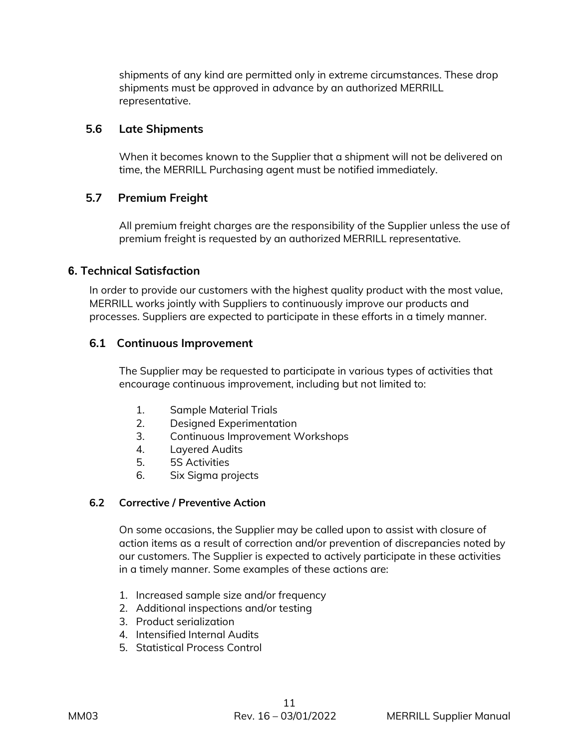shipments of any kind are permitted only in extreme circumstances. These drop shipments must be approved in advance by an authorized MERRILL representative.

### 5.6 Late Shipments

When it becomes known to the Supplier that a shipment will not be delivered on time, the MERRILL Purchasing agent must be notified immediately.

### 5.7 Premium Freight

All premium freight charges are the responsibility of the Supplier unless the use of premium freight is requested by an authorized MERRILL representative.

## 6. Technical Satisfaction

In order to provide our customers with the highest quality product with the most value, MERRILL works jointly with Suppliers to continuously improve our products and processes. Suppliers are expected to participate in these efforts in a timely manner.

### 6.1 Continuous Improvement

The Supplier may be requested to participate in various types of activities that encourage continuous improvement, including but not limited to:

1. Sample Material Trials
2. Designed Experimentation
3. Continuous Improvement Workshops
4. Layered Audits
5. 5S Activities
6. Six Sigma projects

### 6.2 Corrective / Preventive Action

On some occasions, the Supplier may be called upon to assist with closure of action items as a result of correction and/or prevention of discrepancies noted by our customers. The Supplier is expected to actively participate in these activities in a timely manner. Some examples of these actions are:

1. Increased sample size and/or frequency
2. Additional inspections and/or testing
3. Product serialization
4. Intensified Internal Audits
5. Statistical Process Control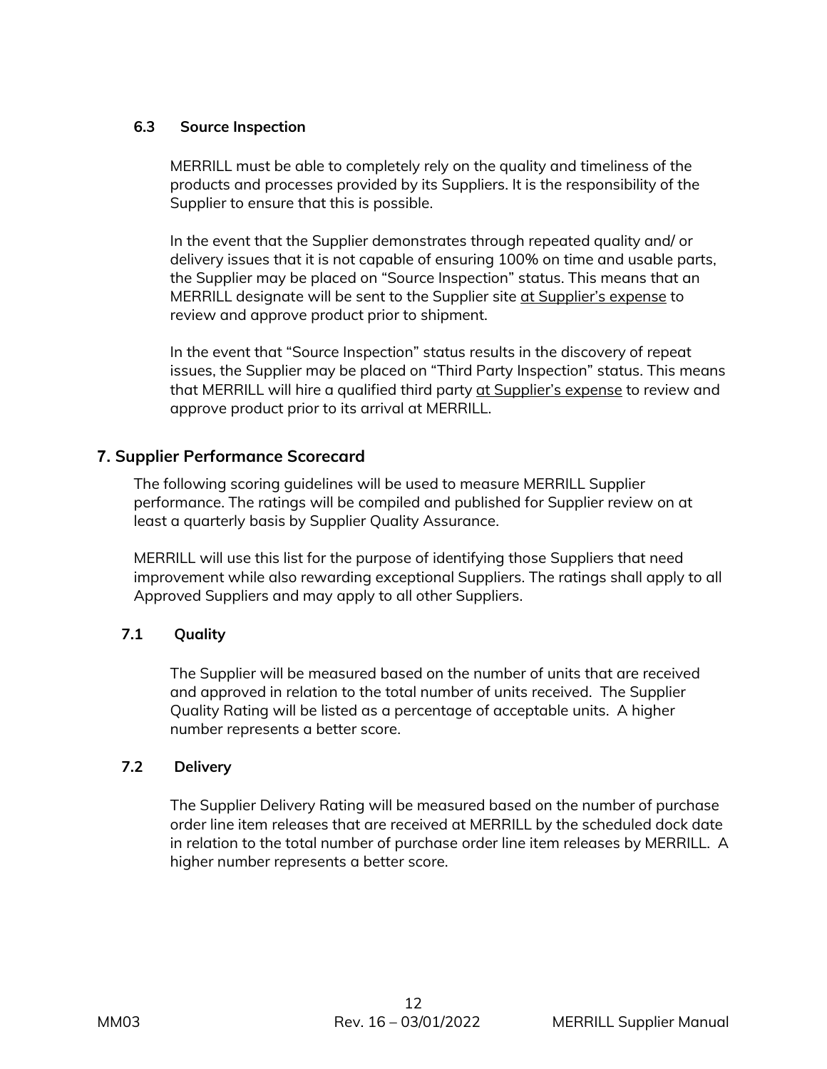### 6.3 Source Inspection

MERRILL must be able to completely rely on the quality and timeliness of the products and processes provided by its Suppliers. It is the responsibility of the Supplier to ensure that this is possible.

In the event that the Supplier demonstrates through repeated quality and/ or delivery issues that it is not capable of ensuring 100% on time and usable parts, the Supplier may be placed on "Source Inspection" status. This means that an MERRILL designate will be sent to the Supplier site <u>at Supplier's expense</u> to review and approve product prior to shipment.

In the event that "Source Inspection" status results in the discovery of repeat issues, the Supplier may be placed on "Third Party Inspection" status. This means that MERRILL will hire a qualified third party <u>at Supplier's expense</u> to review and approve product prior to its arrival at MERRILL.

## 7. Supplier Performance Scorecard

The following scoring guidelines will be used to measure MERRILL Supplier performance. The ratings will be compiled and published for Supplier review on at least a quarterly basis by Supplier Quality Assurance.

MERRILL will use this list for the purpose of identifying those Suppliers that need improvement while also rewarding exceptional Suppliers. The ratings shall apply to all Approved Suppliers and may apply to all other Suppliers.

### 7.1 Quality

The Supplier will be measured based on the number of units that are received and approved in relation to the total number of units received. The Supplier Quality Rating will be listed as a percentage of acceptable units. A higher number represents a better score.

### 7.2 Delivery

The Supplier Delivery Rating will be measured based on the number of purchase order line item releases that are received at MERRILL by the scheduled dock date in relation to the total number of purchase order line item releases by MERRILL. A higher number represents a better score.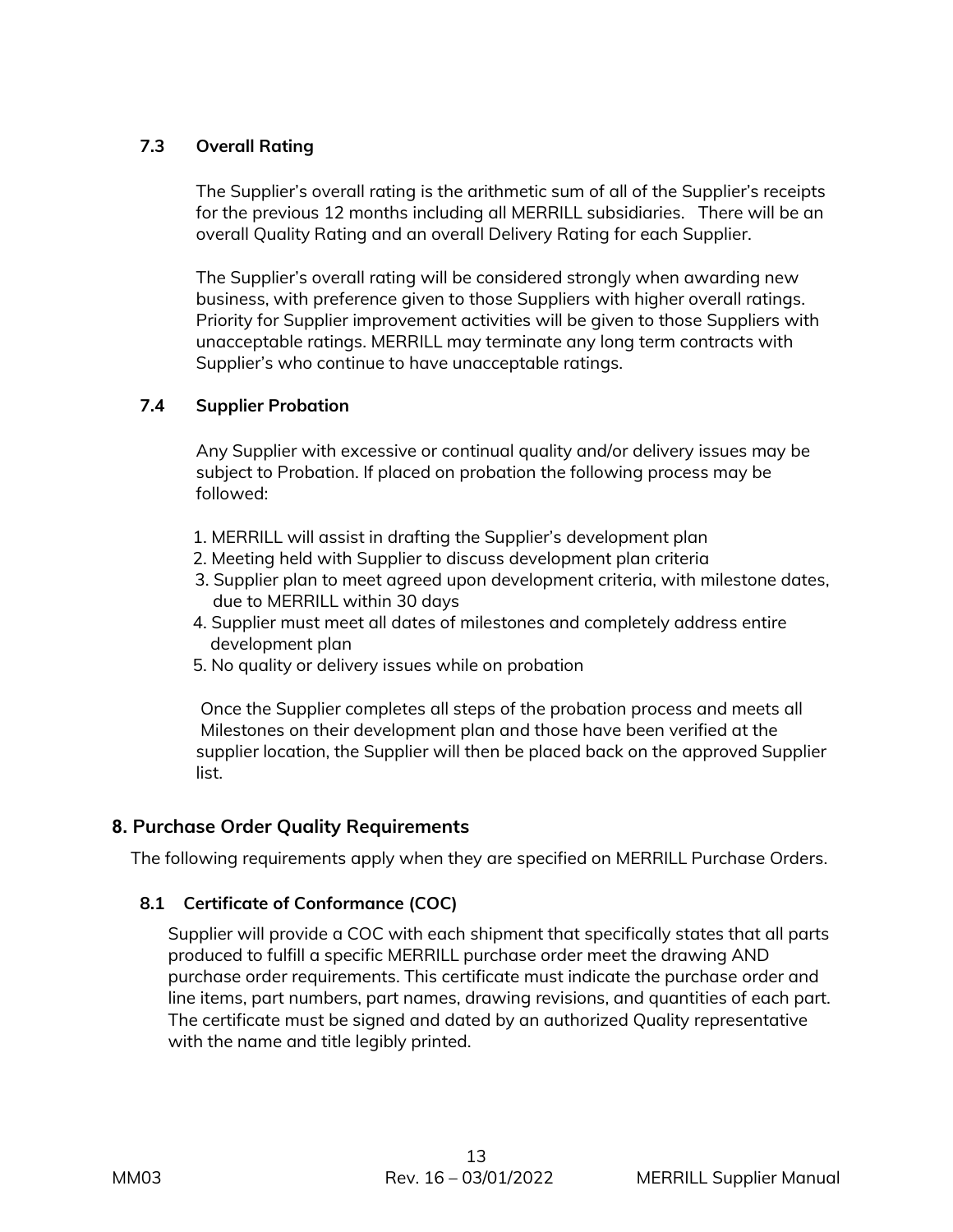### 7.3 Overall Rating

The Supplier's overall rating is the arithmetic sum of all of the Supplier's receipts for the previous 12 months including all MERRILL subsidiaries. There will be an overall Quality Rating and an overall Delivery Rating for each Supplier.

The Supplier's overall rating will be considered strongly when awarding new business, with preference given to those Suppliers with higher overall ratings. Priority for Supplier improvement activities will be given to those Suppliers with unacceptable ratings. MERRILL may terminate any long term contracts with Supplier's who continue to have unacceptable ratings.

### 7.4 Supplier Probation

Any Supplier with excessive or continual quality and/or delivery issues may be subject to Probation. If placed on probation the following process may be followed:

1. MERRILL will assist in drafting the Supplier's development plan
2. Meeting held with Supplier to discuss development plan criteria
3. Supplier plan to meet agreed upon development criteria, with milestone dates, due to MERRILL within 30 days
4. Supplier must meet all dates of milestones and completely address entire development plan
5. No quality or delivery issues while on probation

Once the Supplier completes all steps of the probation process and meets all Milestones on their development plan and those have been verified at the supplier location, the Supplier will then be placed back on the approved Supplier list.

## 8. Purchase Order Quality Requirements

The following requirements apply when they are specified on MERRILL Purchase Orders.

### 8.1 Certificate of Conformance (COC)

Supplier will provide a COC with each shipment that specifically states that all parts produced to fulfill a specific MERRILL purchase order meet the drawing AND purchase order requirements. This certificate must indicate the purchase order and line items, part numbers, part names, drawing revisions, and quantities of each part. The certificate must be signed and dated by an authorized Quality representative with the name and title legibly printed.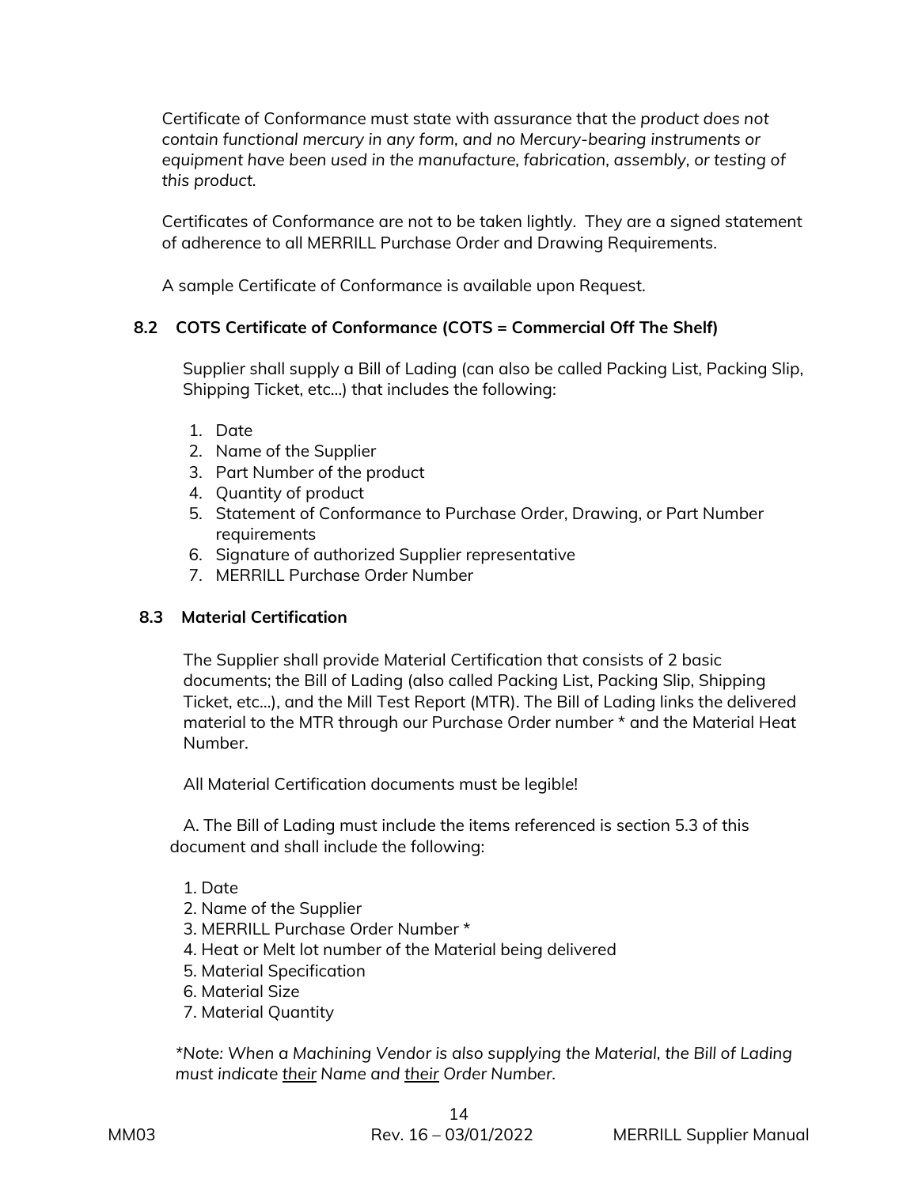Certificate of Conformance must state with assurance that the *product does not contain functional mercury in any form, and no Mercury-bearing instruments or equipment have been used in the manufacture, fabrication, assembly, or testing of this product.*

Certificates of Conformance are not to be taken lightly. They are a signed statement of adherence to all MERRILL Purchase Order and Drawing Requirements.

A sample Certificate of Conformance is available upon Request.

### 8.2 COTS Certificate of Conformance (COTS = Commercial Off The Shelf)

Supplier shall supply a Bill of Lading (can also be called Packing List, Packing Slip, Shipping Ticket, etc...) that includes the following:

1. Date
2. Name of the Supplier
3. Part Number of the product
4. Quantity of product
5. Statement of Conformance to Purchase Order, Drawing, or Part Number requirements
6. Signature of authorized Supplier representative
7. MERRILL Purchase Order Number

### 8.3 Material Certification

The Supplier shall provide Material Certification that consists of 2 basic documents; the Bill of Lading (also called Packing List, Packing Slip, Shipping Ticket, etc...), and the Mill Test Report (MTR). The Bill of Lading links the delivered material to the MTR through our Purchase Order number * and the Material Heat Number.

All Material Certification documents must be legible!

A. The Bill of Lading must include the items referenced is section 5.3 of this document and shall include the following:

1. Date
2. Name of the Supplier
3. MERRILL Purchase Order Number *
4. Heat or Melt lot number of the Material being delivered
5. Material Specification
6. Material Size
7. Material Quantity

*\*Note: When a Machining Vendor is also supplying the Material, the Bill of Lading must indicate <u>their</u> Name and <u>their</u> Order Number.*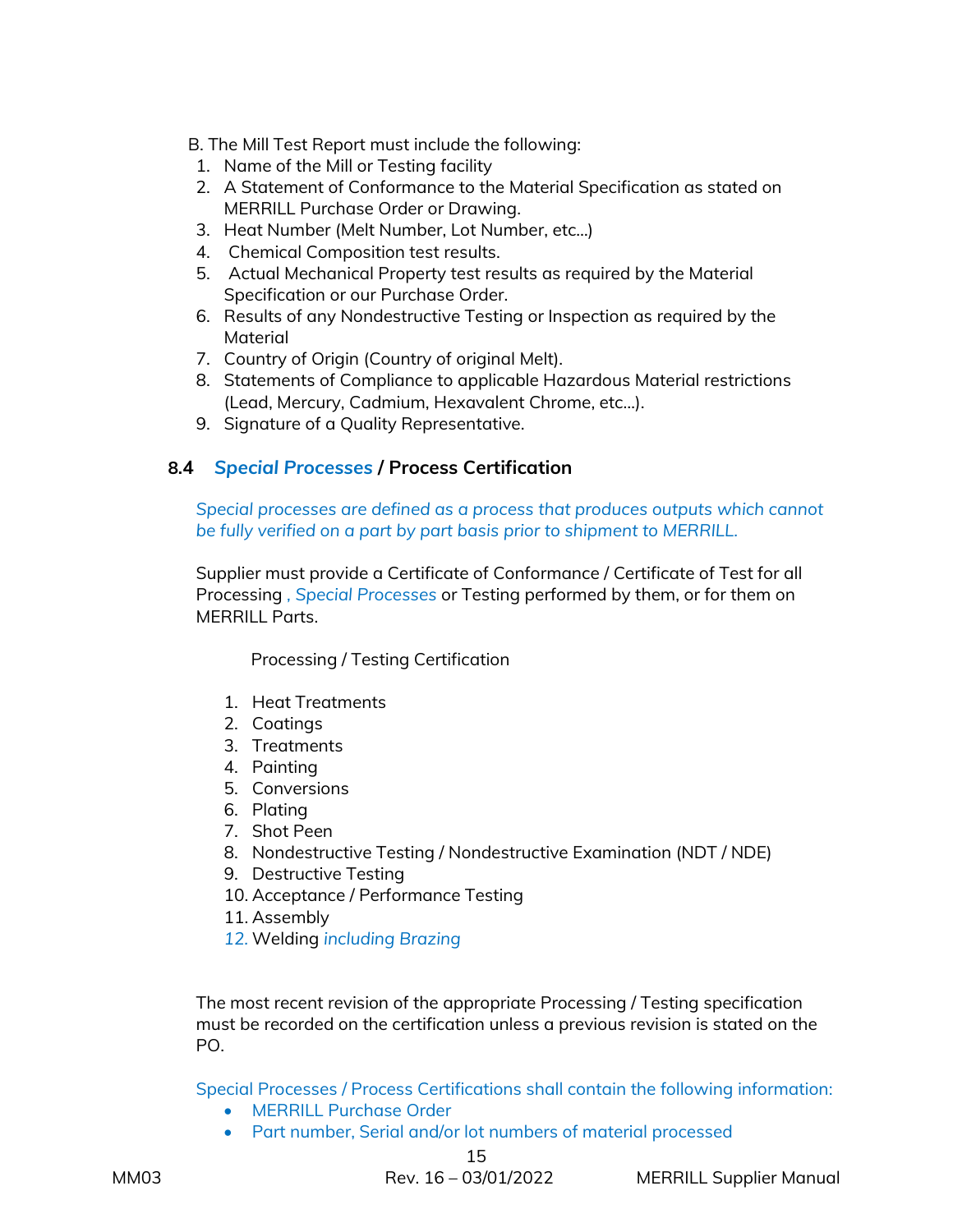B. The Mill Test Report must include the following:

1. Name of the Mill or Testing facility
2. A Statement of Conformance to the Material Specification as stated on MERRILL Purchase Order or Drawing.
3. Heat Number (Melt Number, Lot Number, etc...)
4. Chemical Composition test results.
5. Actual Mechanical Property test results as required by the Material Specification or our Purchase Order.
6. Results of any Nondestructive Testing or Inspection as required by the Material
7. Country of Origin (Country of original Melt).
8. Statements of Compliance to applicable Hazardous Material restrictions (Lead, Mercury, Cadmium, Hexavalent Chrome, etc...).
9. Signature of a Quality Representative.

### 8.4 *Special Processes* / Process Certification

*Special processes are defined as a process that produces outputs which cannot be fully verified on a part by part basis prior to shipment to MERRILL.*

Supplier must provide a Certificate of Conformance / Certificate of Test for all Processing , Special Processes or Testing performed by them, or for them on MERRILL Parts.

Processing / Testing Certification

1. Heat Treatments
2. Coatings
3. Treatments
4. Painting
5. Conversions
6. Plating
7. Shot Peen
8. Nondestructive Testing / Nondestructive Examination (NDT / NDE)
9. Destructive Testing
10. Acceptance / Performance Testing
11. Assembly
12. Welding *including Brazing*

The most recent revision of the appropriate Processing / Testing specification must be recorded on the certification unless a previous revision is stated on the PO.

Special Processes / Process Certifications shall contain the following information:

- MERRILL Purchase Order
- Part number, Serial and/or lot numbers of material processed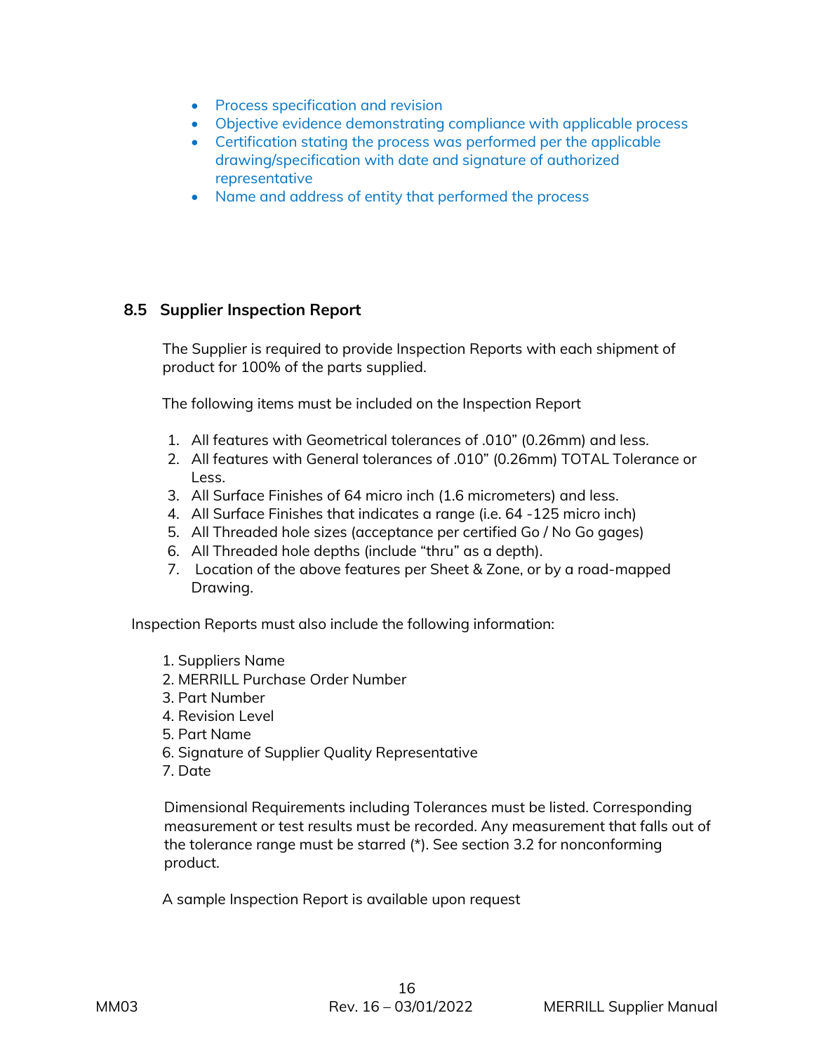- Process specification and revision
- Objective evidence demonstrating compliance with applicable process
- Certification stating the process was performed per the applicable drawing/specification with date and signature of authorized representative
- Name and address of entity that performed the process

### 8.5 Supplier Inspection Report

The Supplier is required to provide Inspection Reports with each shipment of product for 100% of the parts supplied.

The following items must be included on the Inspection Report

1. All features with Geometrical tolerances of .010" (0.26mm) and less.
2. All features with General tolerances of .010" (0.26mm) TOTAL Tolerance or Less.
3. All Surface Finishes of 64 micro inch (1.6 micrometers) and less.
4. All Surface Finishes that indicates a range (i.e. 64 -125 micro inch)
5. All Threaded hole sizes (acceptance per certified Go / No Go gages)
6. All Threaded hole depths (include "thru" as a depth).
7. Location of the above features per Sheet & Zone, or by a road-mapped Drawing.

Inspection Reports must also include the following information:

1. Suppliers Name
2. MERRILL Purchase Order Number
3. Part Number
4. Revision Level
5. Part Name
6. Signature of Supplier Quality Representative
7. Date

Dimensional Requirements including Tolerances must be listed. Corresponding measurement or test results must be recorded. Any measurement that falls out of the tolerance range must be starred (*). See section 3.2 for nonconforming product.

A sample Inspection Report is available upon request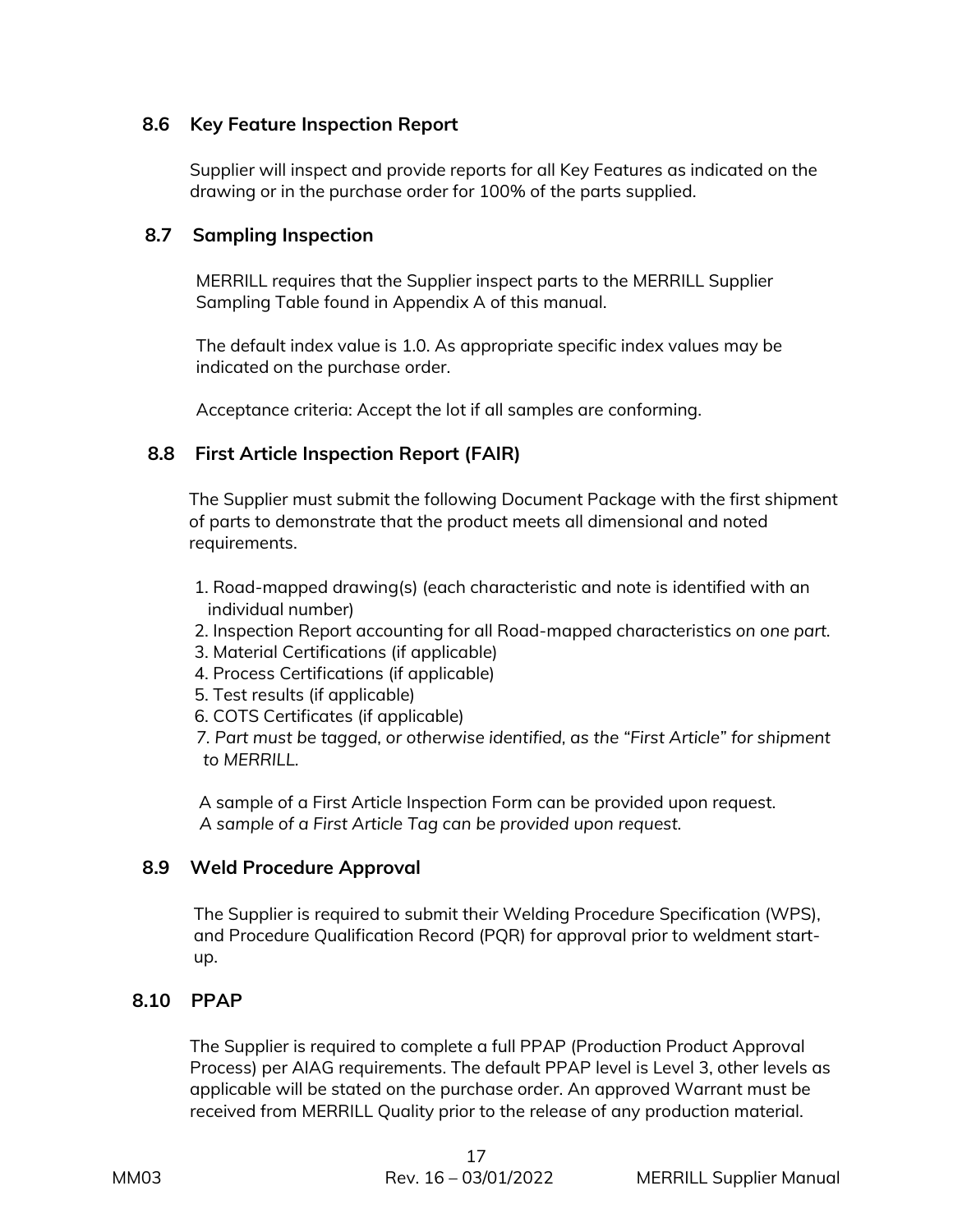## 8.6 Key Feature Inspection Report

Supplier will inspect and provide reports for all Key Features as indicated on the drawing or in the purchase order for 100% of the parts supplied.

## 8.7 Sampling Inspection

MERRILL requires that the Supplier inspect parts to the MERRILL Supplier Sampling Table found in Appendix A of this manual.

The default index value is 1.0. As appropriate specific index values may be indicated on the purchase order.

Acceptance criteria: Accept the lot if all samples are conforming.

## 8.8 First Article Inspection Report (FAIR)

The Supplier must submit the following Document Package with the first shipment of parts to demonstrate that the product meets all dimensional and noted requirements.

1. Road-mapped drawing(s) (each characteristic and note is identified with an individual number)
2. Inspection Report accounting for all Road-mapped characteristics *on one part.*
3. Material Certifications (if applicable)
4. Process Certifications (if applicable)
5. Test results (if applicable)
6. COTS Certificates (if applicable)
7. *Part must be tagged, or otherwise identified, as the "First Article" for shipment to MERRILL.*

A sample of a First Article Inspection Form can be provided upon request.
*A sample of a First Article Tag can be provided upon request.*

## 8.9 Weld Procedure Approval

The Supplier is required to submit their Welding Procedure Specification (WPS), and Procedure Qualification Record (PQR) for approval prior to weldment start-up.

## 8.10 PPAP

The Supplier is required to complete a full PPAP (Production Product Approval Process) per AIAG requirements. The default PPAP level is Level 3, other levels as applicable will be stated on the purchase order. An approved Warrant must be received from MERRILL Quality prior to the release of any production material.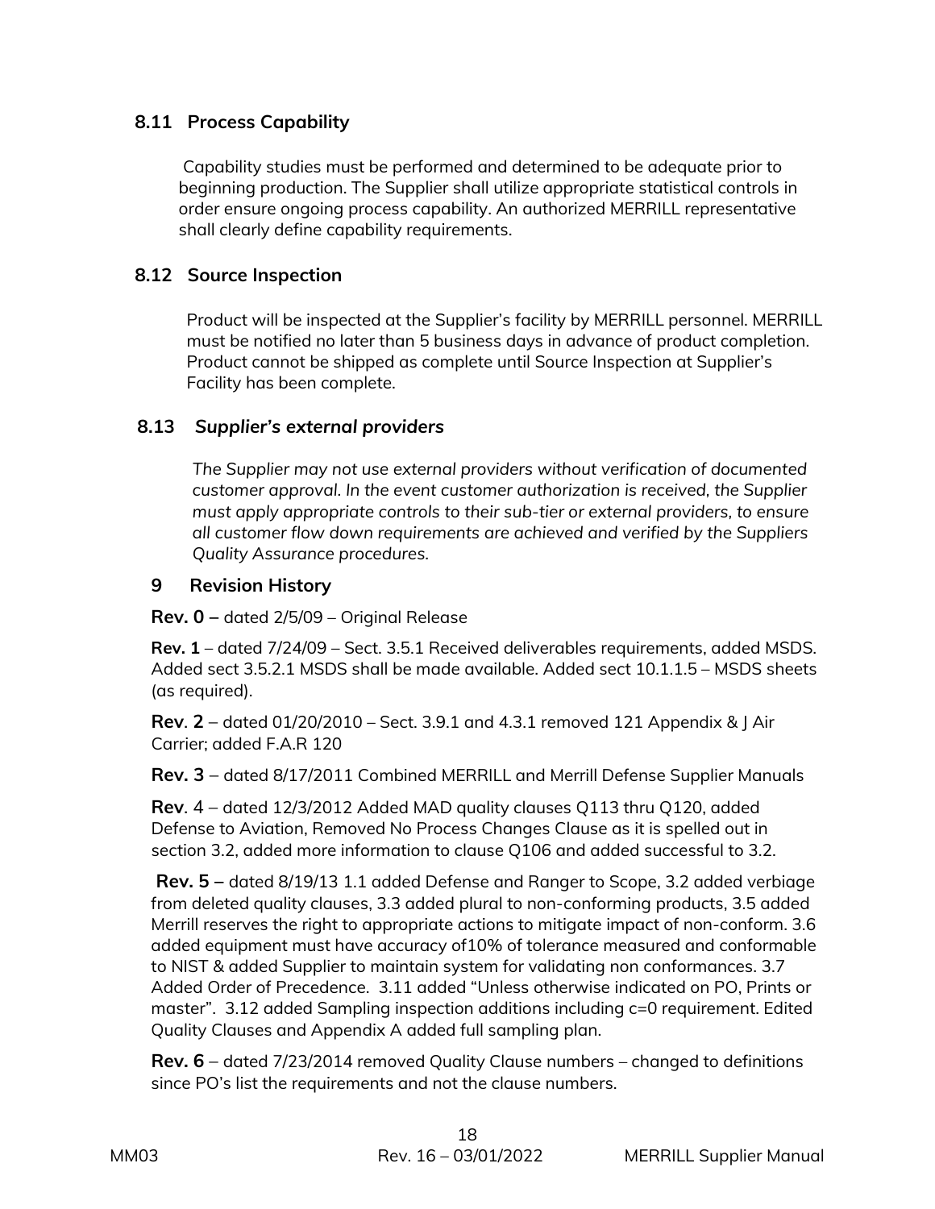### 8.11 Process Capability

Capability studies must be performed and determined to be adequate prior to beginning production. The Supplier shall utilize appropriate statistical controls in order ensure ongoing process capability. An authorized MERRILL representative shall clearly define capability requirements.

### 8.12 Source Inspection

Product will be inspected at the Supplier's facility by MERRILL personnel. MERRILL must be notified no later than 5 business days in advance of product completion. Product cannot be shipped as complete until Source Inspection at Supplier's Facility has been complete.

### 8.13 *Supplier's external providers*

*The Supplier may not use external providers without verification of documented customer approval. In the event customer authorization is received, the Supplier must apply appropriate controls to their sub-tier or external providers, to ensure all customer flow down requirements are achieved and verified by the Suppliers Quality Assurance procedures.*

## 9 Revision History

**Rev. 0 –** dated 2/5/09 – Original Release

**Rev. 1** – dated 7/24/09 – Sect. 3.5.1 Received deliverables requirements, added MSDS. Added sect 3.5.2.1 MSDS shall be made available. Added sect 10.1.1.5 – MSDS sheets (as required).

**Rev. 2** – dated 01/20/2010 – Sect. 3.9.1 and 4.3.1 removed 121 Appendix & J Air Carrier; added F.A.R 120

**Rev. 3** – dated 8/17/2011 Combined MERRILL and Merrill Defense Supplier Manuals

**Rev**. 4 – dated 12/3/2012 Added MAD quality clauses Q113 thru Q120, added Defense to Aviation, Removed No Process Changes Clause as it is spelled out in section 3.2, added more information to clause Q106 and added successful to 3.2.

**Rev. 5 –** dated 8/19/13 1.1 added Defense and Ranger to Scope, 3.2 added verbiage from deleted quality clauses, 3.3 added plural to non-conforming products, 3.5 added Merrill reserves the right to appropriate actions to mitigate impact of non-conform. 3.6 added equipment must have accuracy of10% of tolerance measured and conformable to NIST & added Supplier to maintain system for validating non conformances. 3.7 Added Order of Precedence. 3.11 added "Unless otherwise indicated on PO, Prints or master". 3.12 added Sampling inspection additions including c=0 requirement. Edited Quality Clauses and Appendix A added full sampling plan.

**Rev. 6** – dated 7/23/2014 removed Quality Clause numbers – changed to definitions since PO's list the requirements and not the clause numbers.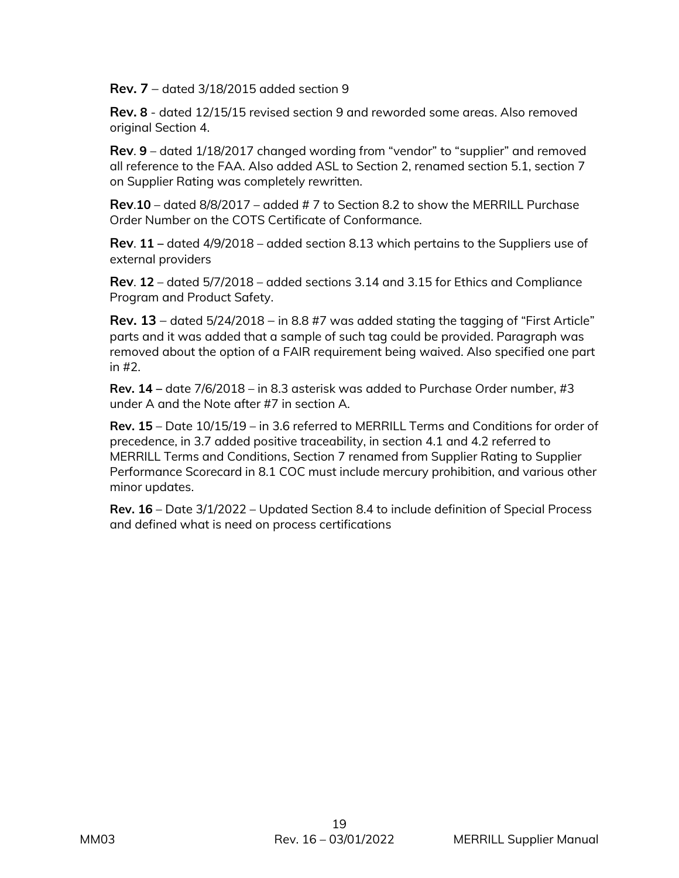**Rev. 7** – dated 3/18/2015 added section 9

**Rev. 8** - dated 12/15/15 revised section 9 and reworded some areas. Also removed original Section 4.

**Rev**. **9** – dated 1/18/2017 changed wording from "vendor" to "supplier" and removed all reference to the FAA. Also added ASL to Section 2, renamed section 5.1, section 7 on Supplier Rating was completely rewritten.

**Rev**.**10** – dated 8/8/2017 – added # 7 to Section 8.2 to show the MERRILL Purchase Order Number on the COTS Certificate of Conformance.

**Rev**. **11 –** dated 4/9/2018 – added section 8.13 which pertains to the Suppliers use of external providers

**Rev**. **12** – dated 5/7/2018 – added sections 3.14 and 3.15 for Ethics and Compliance Program and Product Safety.

**Rev. 13** – dated 5/24/2018 – in 8.8 #7 was added stating the tagging of "First Article" parts and it was added that a sample of such tag could be provided. Paragraph was removed about the option of a FAIR requirement being waived. Also specified one part in #2.

**Rev. 14 –** date 7/6/2018 – in 8.3 asterisk was added to Purchase Order number, #3 under A and the Note after #7 in section A.

**Rev. 15** – Date 10/15/19 – in 3.6 referred to MERRILL Terms and Conditions for order of precedence, in 3.7 added positive traceability, in section 4.1 and 4.2 referred to MERRILL Terms and Conditions, Section 7 renamed from Supplier Rating to Supplier Performance Scorecard in 8.1 COC must include mercury prohibition, and various other minor updates.

**Rev. 16** – Date 3/1/2022 – Updated Section 8.4 to include definition of Special Process and defined what is need on process certifications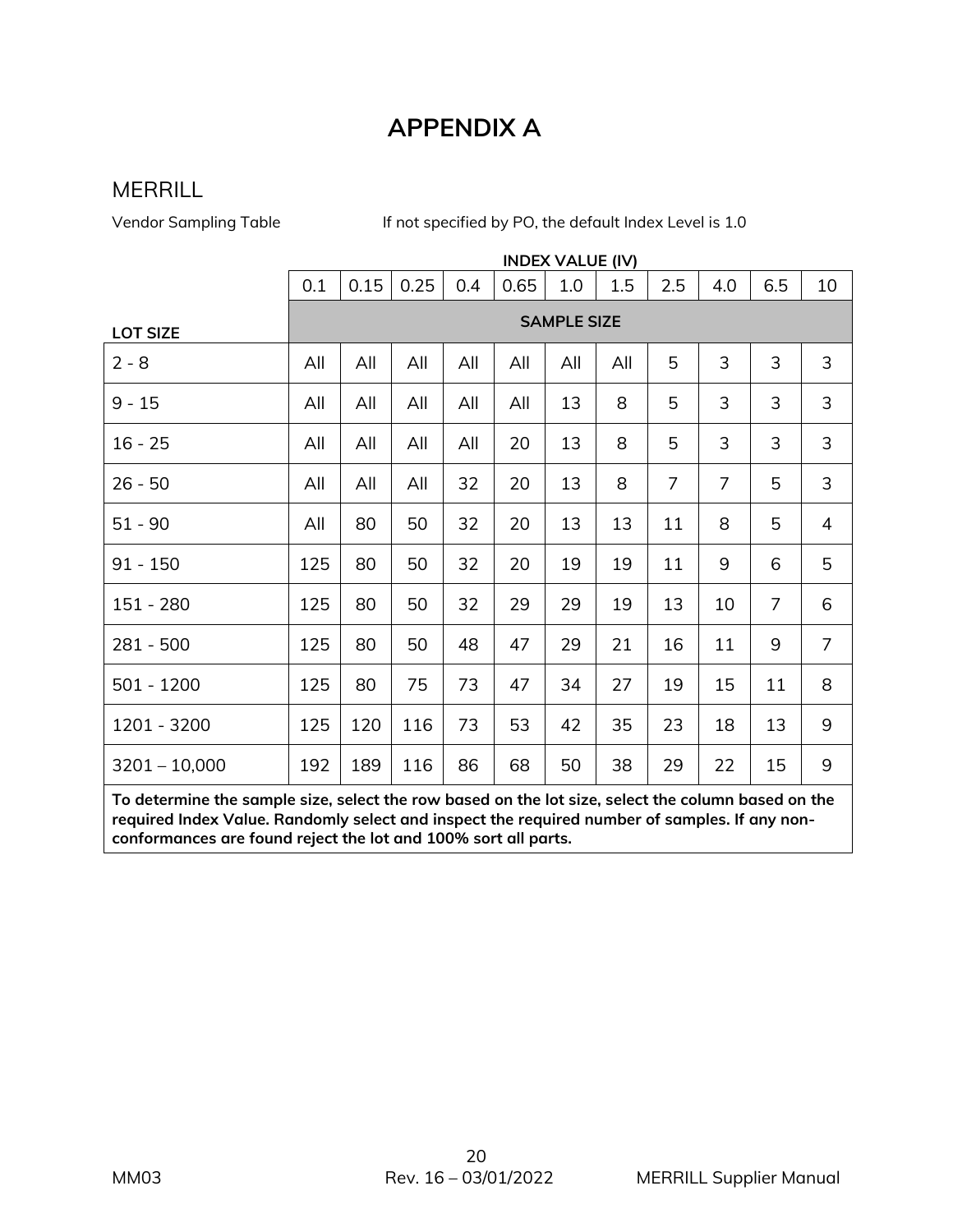# APPENDIX A

## MERRILL

Vendor Sampling Table    If not specified by PO, the default Index Level is 1.0

| | INDEX VALUE (IV) | | | | | | | | | | |
|---|---|---|---|---|---|---|---|---|---|---|---|
| | 0.1 | 0.15 | 0.25 | 0.4 | 0.65 | 1.0 | 1.5 | 2.5 | 4.0 | 6.5 | 10 |
| **LOT SIZE** | **SAMPLE SIZE** | | | | | | | | | | |
| 2 - 8 | All | All | All | All | All | All | All | 5 | 3 | 3 | 3 |
| 9 - 15 | All | All | All | All | All | 13 | 8 | 5 | 3 | 3 | 3 |
| 16 - 25 | All | All | All | All | 20 | 13 | 8 | 5 | 3 | 3 | 3 |
| 26 - 50 | All | All | All | 32 | 20 | 13 | 8 | 7 | 7 | 5 | 3 |
| 51 - 90 | All | 80 | 50 | 32 | 20 | 13 | 13 | 11 | 8 | 5 | 4 |
| 91 - 150 | 125 | 80 | 50 | 32 | 20 | 19 | 19 | 11 | 9 | 6 | 5 |
| 151 - 280 | 125 | 80 | 50 | 32 | 29 | 29 | 19 | 13 | 10 | 7 | 6 |
| 281 - 500 | 125 | 80 | 50 | 48 | 47 | 29 | 21 | 16 | 11 | 9 | 7 |
| 501 - 1200 | 125 | 80 | 75 | 73 | 47 | 34 | 27 | 19 | 15 | 11 | 8 |
| 1201 - 3200 | 125 | 120 | 116 | 73 | 53 | 42 | 35 | 23 | 18 | 13 | 9 |
| 3201 – 10,000 | 192 | 189 | 116 | 86 | 68 | 50 | 38 | 29 | 22 | 15 | 9 |

**To determine the sample size, select the row based on the lot size, select the column based on the required Index Value. Randomly select and inspect the required number of samples. If any non-conformances are found reject the lot and 100% sort all parts.**